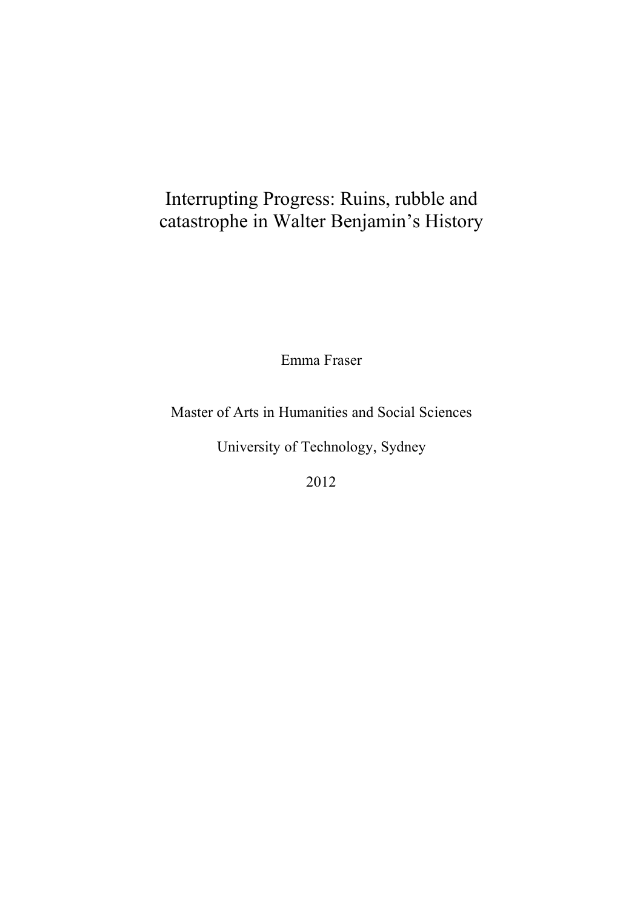# Interrupting Progress: Ruins, rubble and catastrophe in Walter Benjamin's History

Emma Fraser

Master of Arts in Humanities and Social Sciences

University of Technology, Sydney

2012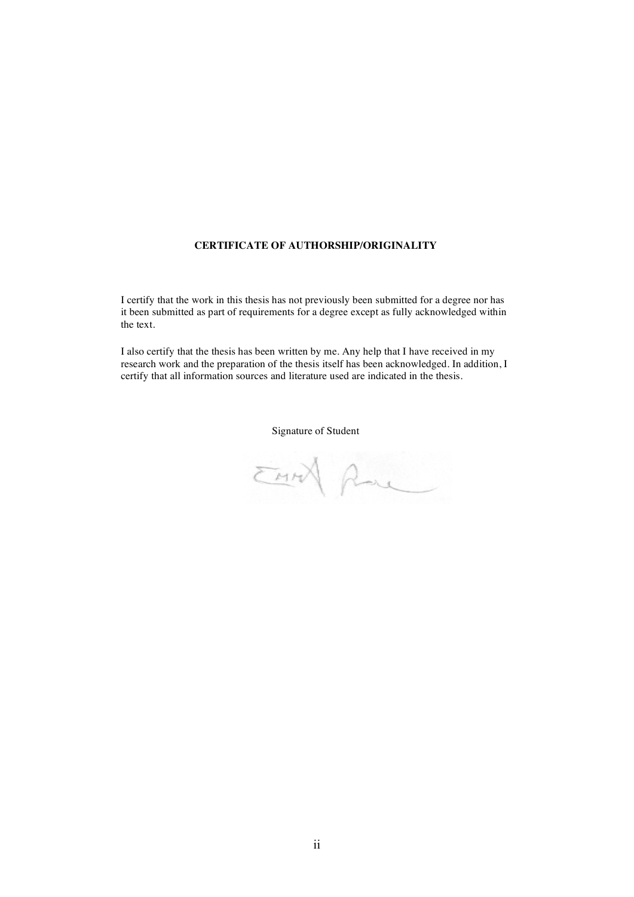**CERTIFICATE OF AUTHORSHIP/ORIGINALITY**

I certify that the work in this thesis has not previously been submitted for a degree nor has it been submitted as part of requirements for a degree except as fully acknowledged within the text.

I also certify that the thesis has been written by me. Any help that I have received in my research work and the preparation of the thesis itself has been acknowledged. In addition, I certify that all information sources and literature used are indicated in the thesis.

Signature of Student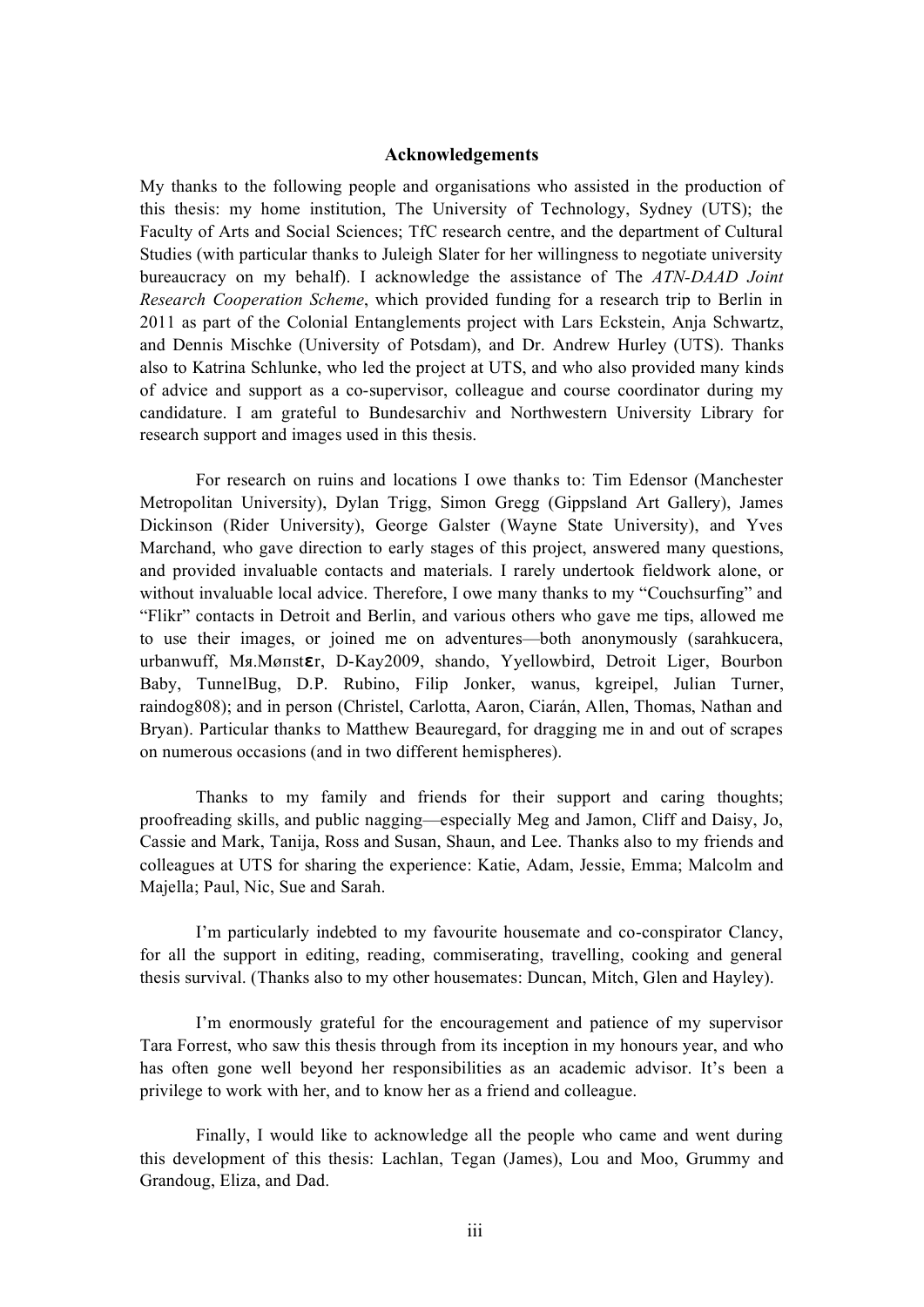## Acknowledgements

My thanks to the following people and organisations who assisted in the production of this thesis: my home institution, The University of Technology, Sydney (UTS); the Faculty of Arts and Social Sciences; TfC research centre, and the department of Cultural Studies (with particular thanks to Juleigh Slater for her willingness to negotiate university bureaucracy on my behalf). I acknowledge the assistance of The *ATN-DAAD Joint Research Cooperation Scheme*, which provided funding for a research trip to Berlin in 2011 as part of the Colonial Entanglements project with Lars Eckstein, Anja Schwartz, and Dennis Mischke (University of Potsdam), and Dr. Andrew Hurley (UTS). Thanks also to Katrina Schlunke, who led the project at UTS, and who also provided many kinds of advice and support as a co-supervisor, colleague and course coordinator during my candidature. I am grateful to Bundesarchiv and Northwestern University Library for research support and images used in this thesis.

For research on ruins and locations I owe thanks to: Tim Edensor (Manchester Metropolitan University), Dylan Trigg, Simon Gregg (Gippsland Art Gallery), James Dickinson (Rider University), George Galster (Wayne State University), and Yves Marchand, who gave direction to early stages of this project, answered many questions, and provided invaluable contacts and materials. I rarely undertook fieldwork alone, or without invaluable local advice. Therefore, I owe many thanks to my "Couchsurfing" and "Flikr" contacts in Detroit and Berlin, and various others who gave me tips, allowed me to use their images, or joined me on adventures—both anonymously (sarahkucera, urbanwuff, Mя.Møпstεr, D-Kay2009, shando, Yyellowbird, Detroit Liger, Bourbon Baby, TunnelBug, D.P. Rubino, Filip Jonker, wanus, kgreipel, Julian Turner, raindog808); and in person (Christel, Carlotta, Aaron, Ciarán, Allen, Thomas, Nathan and Bryan). Particular thanks to Matthew Beauregard, for dragging me in and out of scrapes on numerous occasions (and in two different hemispheres).

Thanks to my family and friends for their support and caring thoughts; proofreading skills, and public nagging—especially Meg and Jamon, Cliff and Daisy, Jo, Cassie and Mark, Tanija, Ross and Susan, Shaun, and Lee. Thanks also to my friends and colleagues at UTS for sharing the experience: Katie, Adam, Jessie, Emma; Malcolm and Majella; Paul, Nic, Sue and Sarah.

I'm particularly indebted to my favourite housemate and co-conspirator Clancy, for all the support in editing, reading, commiserating, travelling, cooking and general thesis survival. (Thanks also to my other housemates: Duncan, Mitch, Glen and Hayley).

I'm enormously grateful for the encouragement and patience of my supervisor Tara Forrest, who saw this thesis through from its inception in my honours year, and who has often gone well beyond her responsibilities as an academic advisor. It's been a privilege to work with her, and to know her as a friend and colleague.

Finally, I would like to acknowledge all the people who came and went during this development of this thesis: Lachlan, Tegan (James), Lou and Moo, Grummy and Grandoug, Eliza, and Dad.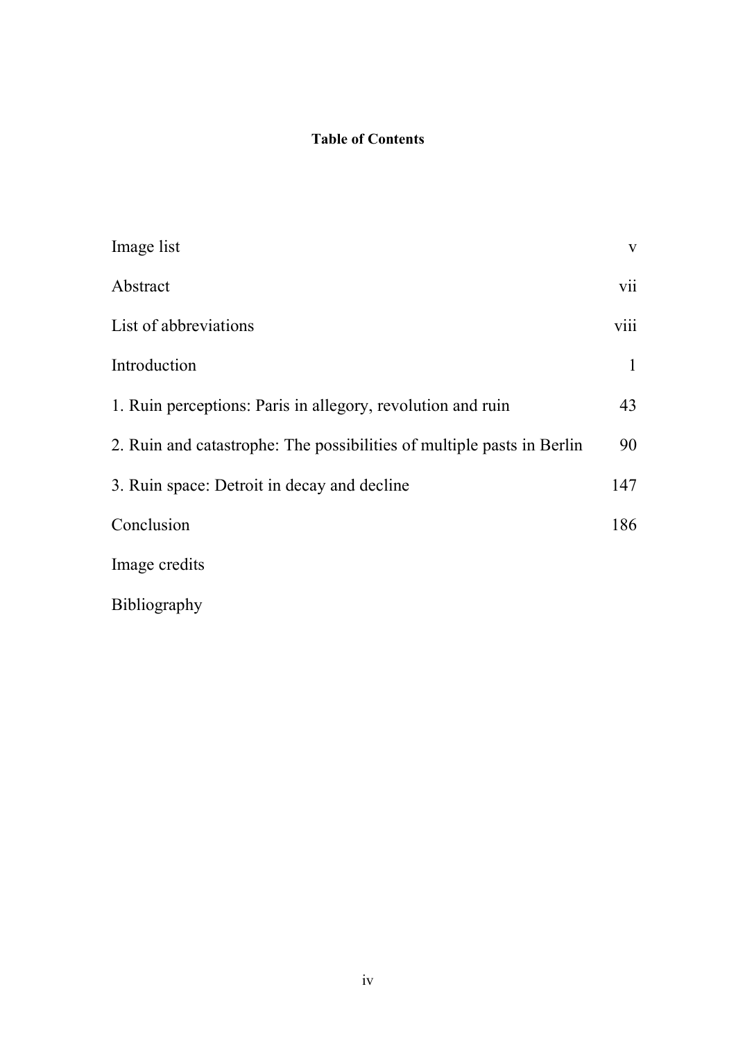**Table of Contents**

| | |
|---|---|
| Image list | v |
| Abstract | vii |
| List of abbreviations | viii |
| Introduction | 1 |
| 1. Ruin perceptions: Paris in allegory, revolution and ruin | 43 |
| 2. Ruin and catastrophe: The possibilities of multiple pasts in Berlin | 90 |
| 3. Ruin space: Detroit in decay and decline | 147 |
| Conclusion | 186 |
| Image credits | |
| Bibliography | |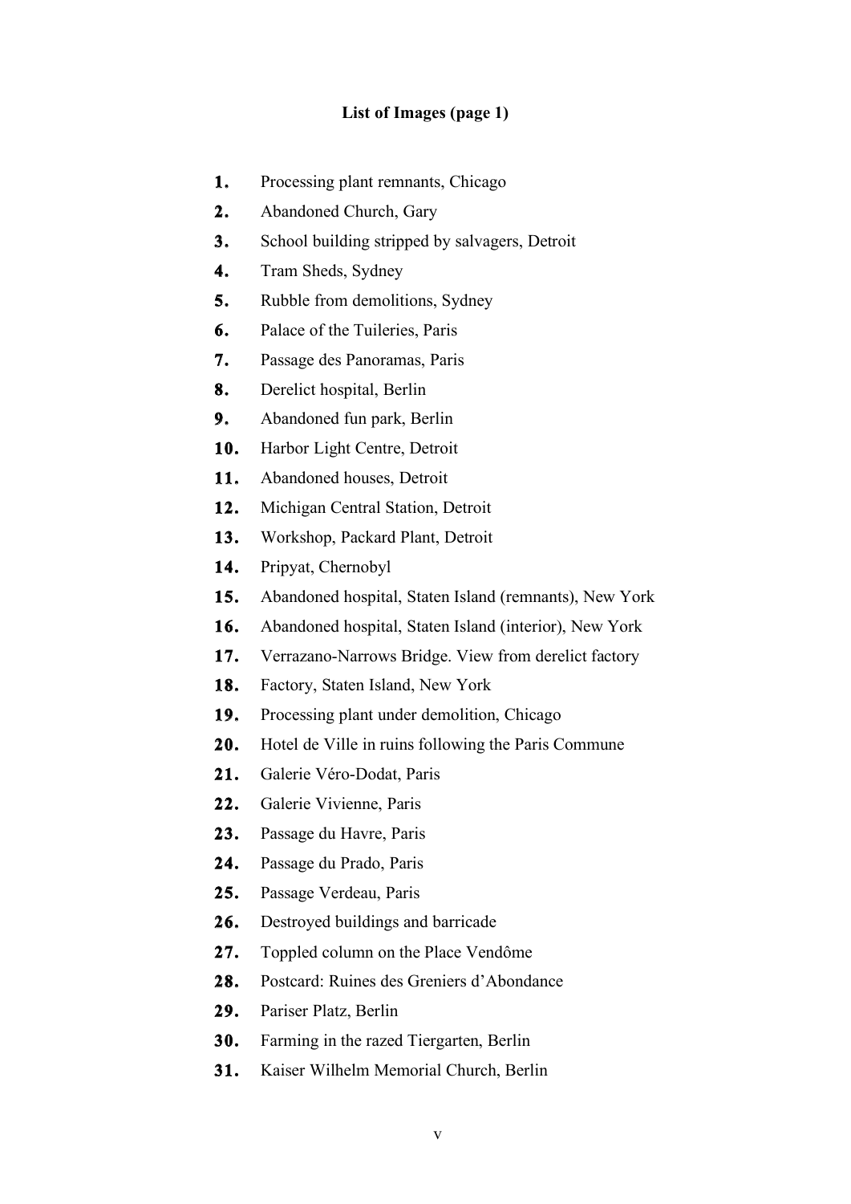## List of Images (page 1)

1. Processing plant remnants, Chicago
2. Abandoned Church, Gary
3. School building stripped by salvagers, Detroit
4. Tram Sheds, Sydney
5. Rubble from demolitions, Sydney
6. Palace of the Tuileries, Paris
7. Passage des Panoramas, Paris
8. Derelict hospital, Berlin
9. Abandoned fun park, Berlin
10. Harbor Light Centre, Detroit
11. Abandoned houses, Detroit
12. Michigan Central Station, Detroit
13. Workshop, Packard Plant, Detroit
14. Pripyat, Chernobyl
15. Abandoned hospital, Staten Island (remnants), New York
16. Abandoned hospital, Staten Island (interior), New York
17. Verrazano-Narrows Bridge. View from derelict factory
18. Factory, Staten Island, New York
19. Processing plant under demolition, Chicago
20. Hotel de Ville in ruins following the Paris Commune
21. Galerie Véro-Dodat, Paris
22. Galerie Vivienne, Paris
23. Passage du Havre, Paris
24. Passage du Prado, Paris
25. Passage Verdeau, Paris
26. Destroyed buildings and barricade
27. Toppled column on the Place Vendôme
28. Postcard: Ruines des Greniers d'Abondance
29. Pariser Platz, Berlin
30. Farming in the razed Tiergarten, Berlin
31. Kaiser Wilhelm Memorial Church, Berlin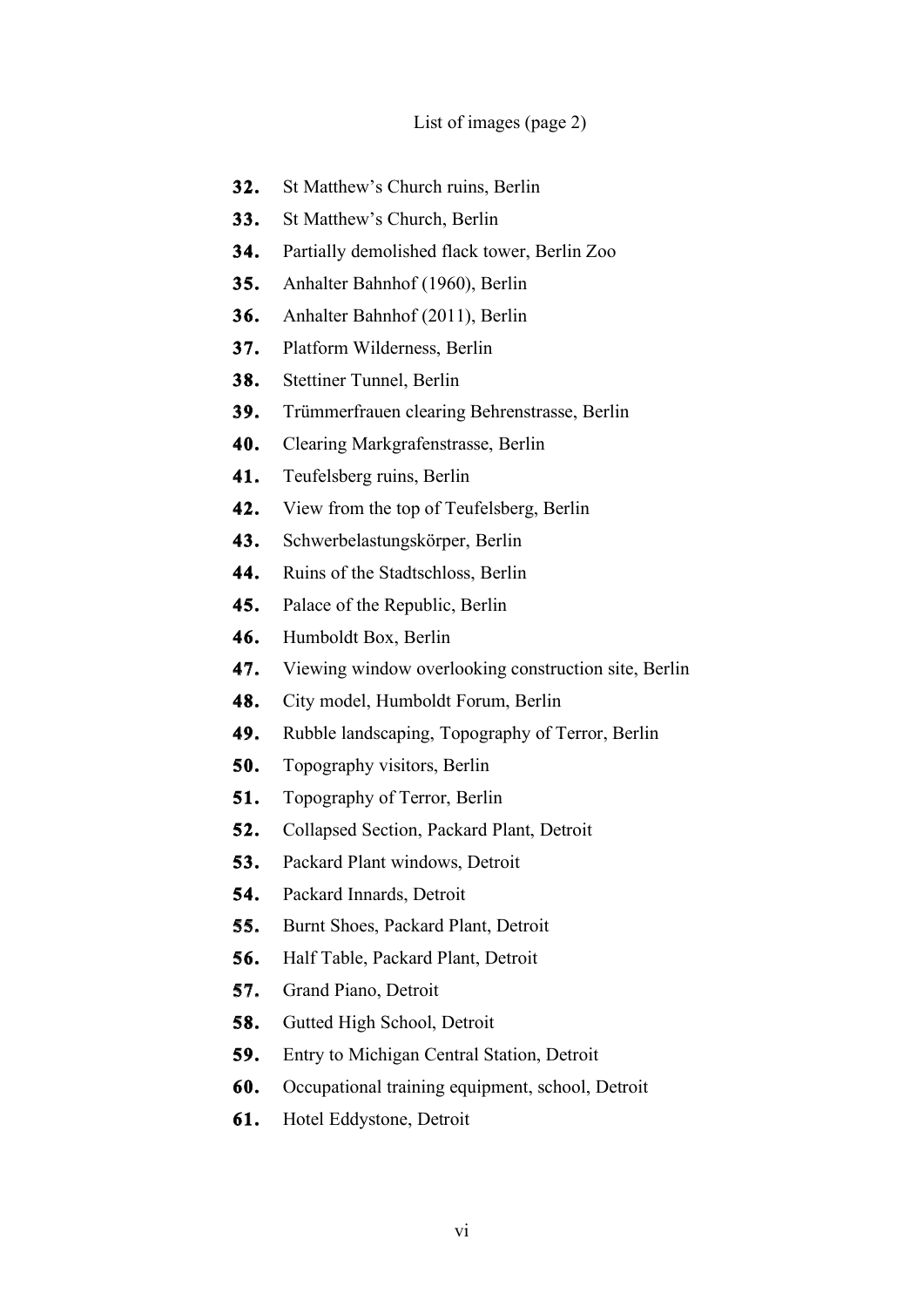List of images (page 2)

32. St Matthew's Church ruins, Berlin
33. St Matthew's Church, Berlin
34. Partially demolished flack tower, Berlin Zoo
35. Anhalter Bahnhof (1960), Berlin
36. Anhalter Bahnhof (2011), Berlin
37. Platform Wilderness, Berlin
38. Stettiner Tunnel, Berlin
39. Trümmerfrauen clearing Behrenstrasse, Berlin
40. Clearing Markgrafenstrasse, Berlin
41. Teufelsberg ruins, Berlin
42. View from the top of Teufelsberg, Berlin
43. Schwerbelastungskörper, Berlin
44. Ruins of the Stadtschloss, Berlin
45. Palace of the Republic, Berlin
46. Humboldt Box, Berlin
47. Viewing window overlooking construction site, Berlin
48. City model, Humboldt Forum, Berlin
49. Rubble landscaping, Topography of Terror, Berlin
50. Topography visitors, Berlin
51. Topography of Terror, Berlin
52. Collapsed Section, Packard Plant, Detroit
53. Packard Plant windows, Detroit
54. Packard Innards, Detroit
55. Burnt Shoes, Packard Plant, Detroit
56. Half Table, Packard Plant, Detroit
57. Grand Piano, Detroit
58. Gutted High School, Detroit
59. Entry to Michigan Central Station, Detroit
60. Occupational training equipment, school, Detroit
61. Hotel Eddystone, Detroit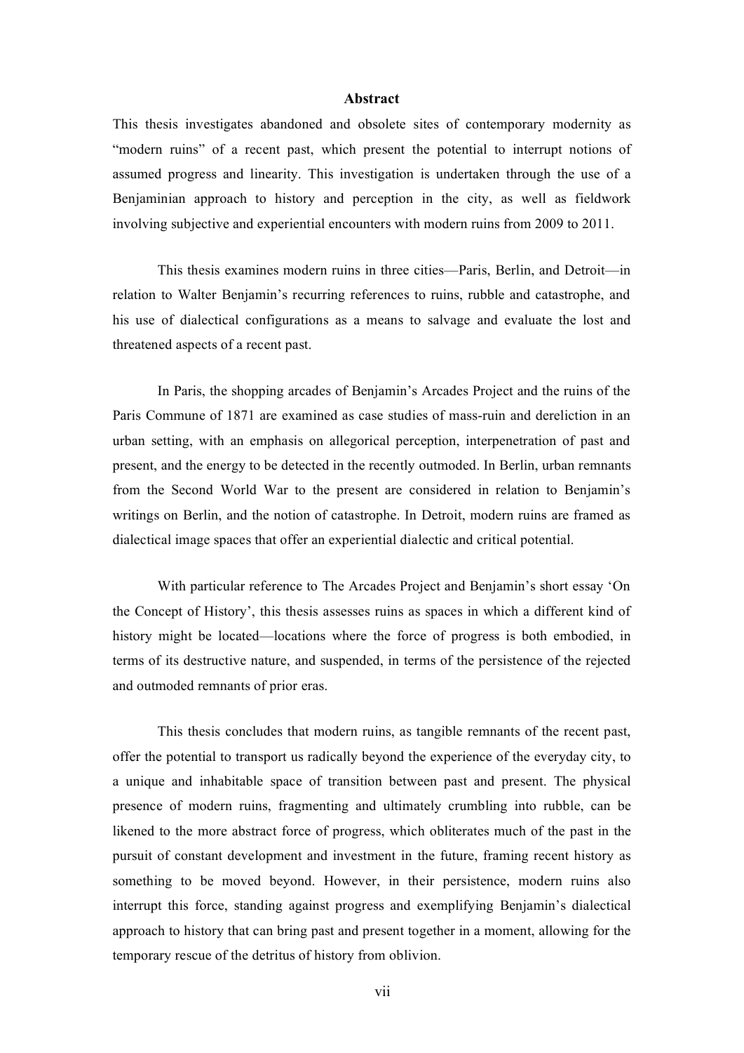# Abstract

This thesis investigates abandoned and obsolete sites of contemporary modernity as "modern ruins" of a recent past, which present the potential to interrupt notions of assumed progress and linearity. This investigation is undertaken through the use of a Benjaminian approach to history and perception in the city, as well as fieldwork involving subjective and experiential encounters with modern ruins from 2009 to 2011.

This thesis examines modern ruins in three cities—Paris, Berlin, and Detroit—in relation to Walter Benjamin's recurring references to ruins, rubble and catastrophe, and his use of dialectical configurations as a means to salvage and evaluate the lost and threatened aspects of a recent past.

In Paris, the shopping arcades of Benjamin's Arcades Project and the ruins of the Paris Commune of 1871 are examined as case studies of mass-ruin and dereliction in an urban setting, with an emphasis on allegorical perception, interpenetration of past and present, and the energy to be detected in the recently outmoded. In Berlin, urban remnants from the Second World War to the present are considered in relation to Benjamin's writings on Berlin, and the notion of catastrophe. In Detroit, modern ruins are framed as dialectical image spaces that offer an experiential dialectic and critical potential.

With particular reference to The Arcades Project and Benjamin's short essay 'On the Concept of History', this thesis assesses ruins as spaces in which a different kind of history might be located—locations where the force of progress is both embodied, in terms of its destructive nature, and suspended, in terms of the persistence of the rejected and outmoded remnants of prior eras.

This thesis concludes that modern ruins, as tangible remnants of the recent past, offer the potential to transport us radically beyond the experience of the everyday city, to a unique and inhabitable space of transition between past and present. The physical presence of modern ruins, fragmenting and ultimately crumbling into rubble, can be likened to the more abstract force of progress, which obliterates much of the past in the pursuit of constant development and investment in the future, framing recent history as something to be moved beyond. However, in their persistence, modern ruins also interrupt this force, standing against progress and exemplifying Benjamin's dialectical approach to history that can bring past and present together in a moment, allowing for the temporary rescue of the detritus of history from oblivion.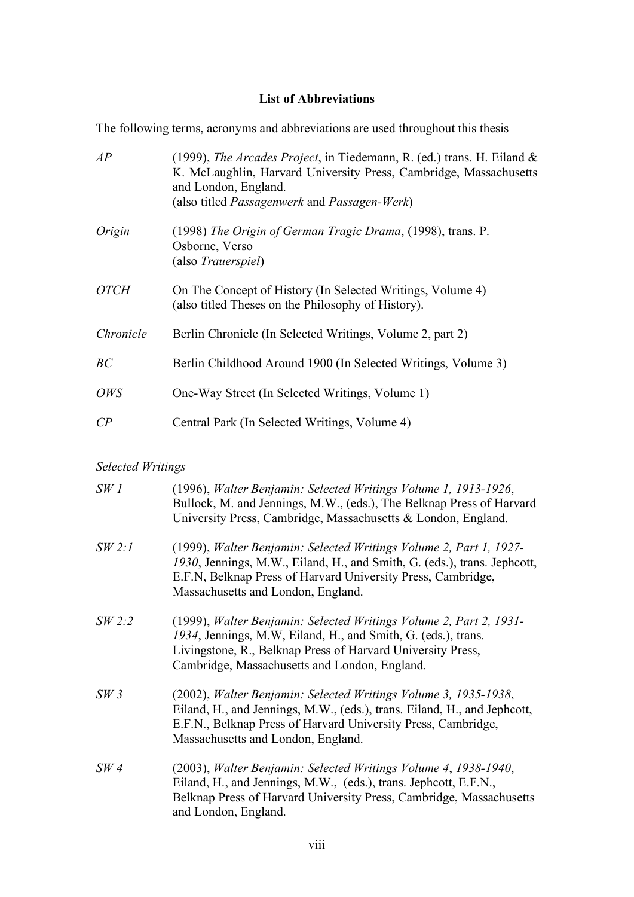## List of Abbreviations

The following terms, acronyms and abbreviations are used throughout this thesis

| | |
|---|---|
| *AP* | (1999), *The Arcades Project*, in Tiedemann, R. (ed.) trans. H. Eiland & K. McLaughlin, Harvard University Press, Cambridge, Massachusetts and London, England. (also titled *Passagenwerk* and *Passagen-Werk*) |
| *Origin* | (1998) *The Origin of German Tragic Drama*, (1998), trans. P. Osborne, Verso (also *Trauerspiel*) |
| *OTCH* | On The Concept of History (In Selected Writings, Volume 4) (also titled Theses on the Philosophy of History). |
| *Chronicle* | Berlin Chronicle (In Selected Writings, Volume 2, part 2) |
| *BC* | Berlin Childhood Around 1900 (In Selected Writings, Volume 3) |
| *OWS* | One-Way Street (In Selected Writings, Volume 1) |
| *CP* | Central Park (In Selected Writings, Volume 4) |

*Selected Writings*

| | |
|---|---|
| *SW 1* | (1996), *Walter Benjamin: Selected Writings Volume 1, 1913-1926*, Bullock, M. and Jennings, M.W., (eds.), The Belknap Press of Harvard University Press, Cambridge, Massachusetts & London, England. |
| *SW 2:1* | (1999), *Walter Benjamin: Selected Writings Volume 2, Part 1, 1927-1930*, Jennings, M.W., Eiland, H., and Smith, G. (eds.), trans. Jephcott, E.F.N, Belknap Press of Harvard University Press, Cambridge, Massachusetts and London, England. |
| *SW 2:2* | (1999), *Walter Benjamin: Selected Writings Volume 2, Part 2, 1931-1934*, Jennings, M.W, Eiland, H., and Smith, G. (eds.), trans. Livingstone, R., Belknap Press of Harvard University Press, Cambridge, Massachusetts and London, England. |
| *SW 3* | (2002), *Walter Benjamin: Selected Writings Volume 3, 1935-1938*, Eiland, H., and Jennings, M.W., (eds.), trans. Eiland, H., and Jephcott, E.F.N., Belknap Press of Harvard University Press, Cambridge, Massachusetts and London, England. |
| *SW 4* | (2003), *Walter Benjamin: Selected Writings Volume 4, 1938-1940*, Eiland, H., and Jennings, M.W., (eds.), trans. Jephcott, E.F.N., Belknap Press of Harvard University Press, Cambridge, Massachusetts and London, England. |